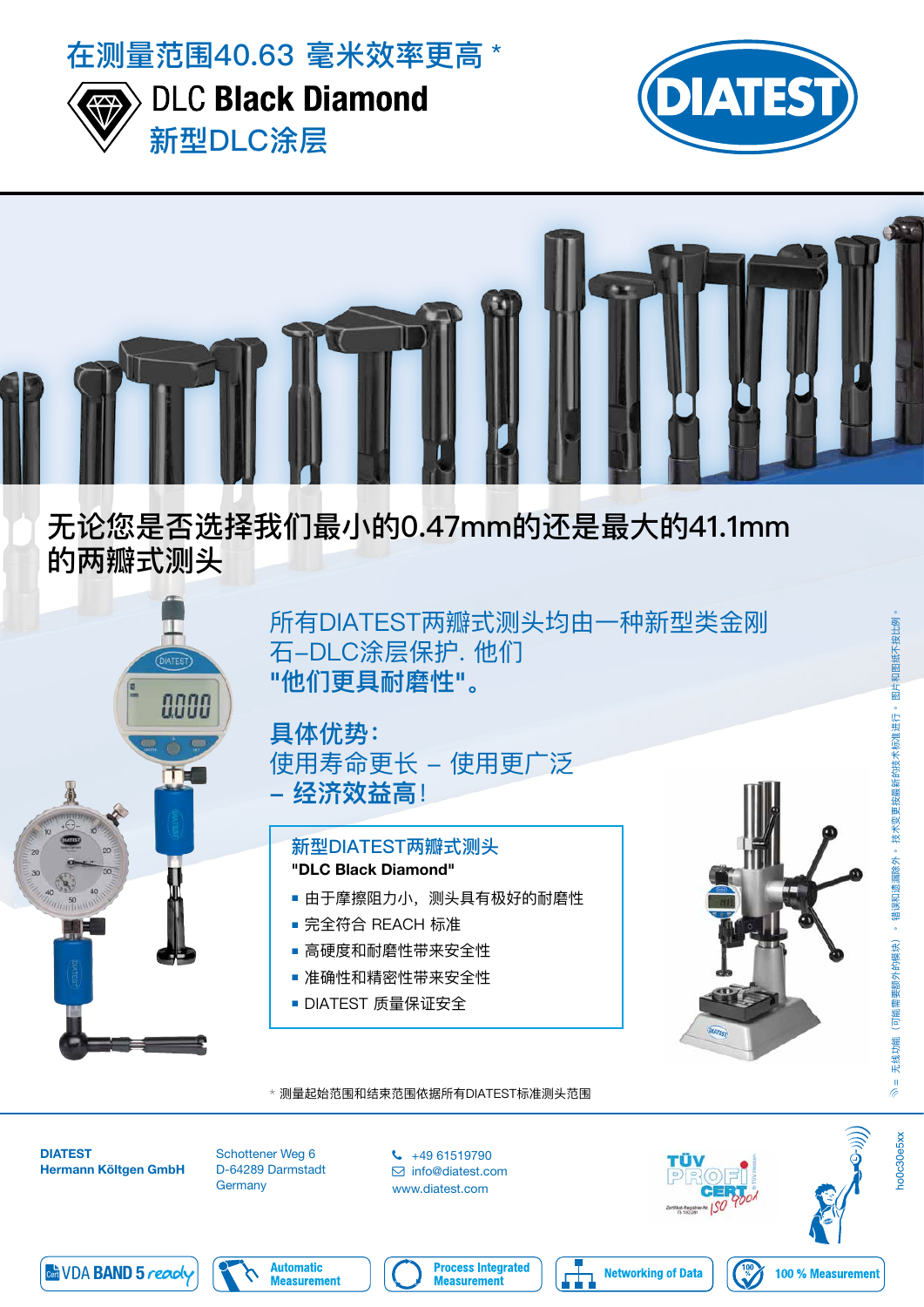# 在测量范围40.63 毫米效率更高 *

## DLC Black Diamond

## 新型DLC涂层

DIATEST

## 无论您是否选择我们最小的0.47mm的还是最大的41.1mm的两瓣式测头

所有DIATEST两瓣式测头均由一种新型类金刚石–DLC涂层保护. 他们
**"他们更具耐磨性"。**

**具体优势:**
使用寿命更长 – 使用更广泛
**– 经济效益高!**

**新型DIATEST两瓣式测头**
**"DLC Black Diamond"**

- 由于摩擦阻力小，测头具有极好的耐磨性
- 完全符合 REACH 标准
- 高硬度和耐磨性带来安全性
- 准确性和精密性带来安全性
- DIATEST 质量保证安全

\* 测量起始范围和结束范围依据所有DIATEST标准测头范围

= 无线功能（可能需要额外的模块）。错误和遗漏除外。技术变更按最新的技术标准进行。图片和图纸不按比例。

**DIATEST**
**Hermann Költgen GmbH**

Schottener Weg 6
D-64289 Darmstadt
Germany

+49 61519790
info@diatest.com
www.diatest.com

TÜV PROFI CERT ISO 9001

ho0c30e5xx

VDA BAND 5 ready | Automatic Measurement | Process Integrated Measurement | Networking of Data | 100 % Measurement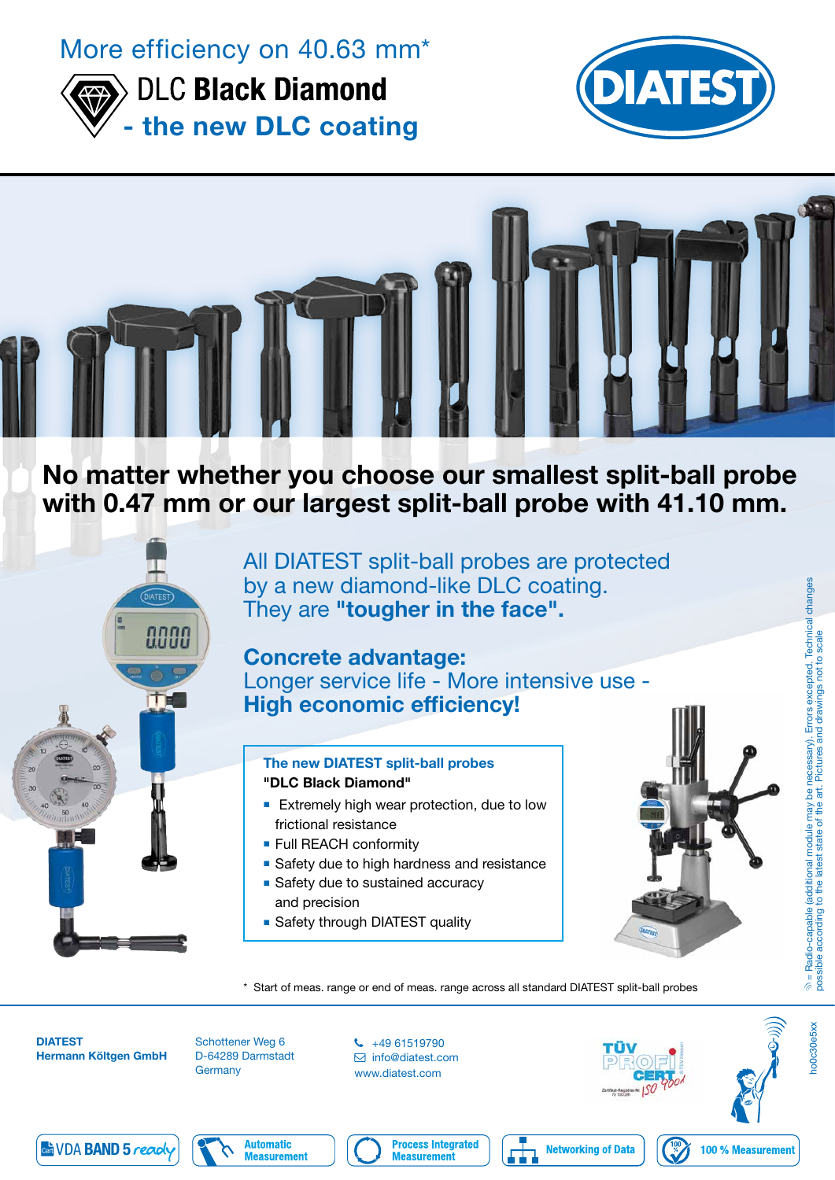More efficiency on 40.63 mm*

# DLC Black Diamond

## - the new DLC coating

DIATEST

## No matter whether you choose our smallest split-ball probe with 0.47 mm or our largest split-ball probe with 41.10 mm.

All DIATEST split-ball probes are protected by a new diamond-like DLC coating. They are **"tougher in the face".**

**Concrete advantage:**
Longer service life - More intensive use -
**High economic efficiency!**

**The new DIATEST split-ball probes**
**"DLC Black Diamond"**

- Extremely high wear protection, due to low frictional resistance
- Full REACH conformity
- Safety due to high hardness and resistance
- Safety due to sustained accuracy and precision
- Safety through DIATEST quality

\* Start of meas. range or end of meas. range across all standard DIATEST split-ball probes

= Radio-capable (additional module may be necessary). Errors excepted. Technical changes possible according to the latest state of the art. Pictures and drawings not to scale

**DIATEST**
**Hermann Költgen GmbH**

Schottener Weg 6
D-64289 Darmstadt
Germany

+49 61519790
info@diatest.com
www.diatest.com

ho0c30e5xx

VDA BAND 5 ready | Automatic Measurement | Process Integrated Measurement | Networking of Data | 100 % Measurement